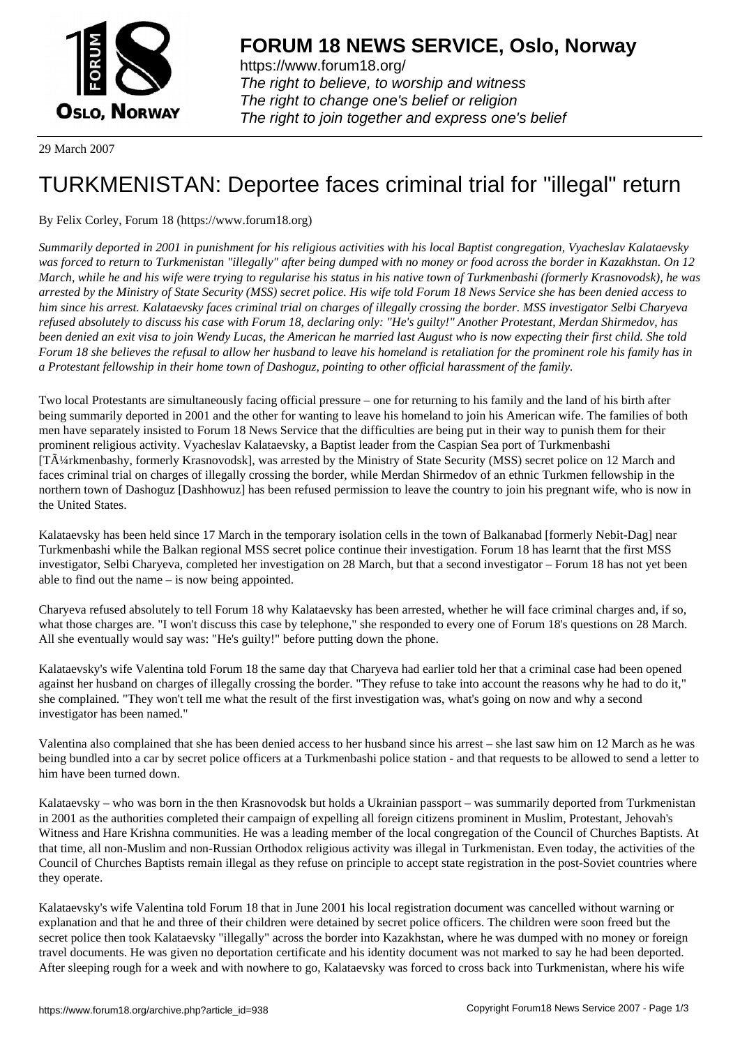# FORUM 18 NEWS SERVICE, Oslo, Norway

https://www.forum18.org/
*The right to believe, to worship and witness*
*The right to change one's belief or religion*
*The right to join together and express one's belief*

29 March 2007

# TURKMENISTAN: Deportee faces criminal trial for "illegal" return

By Felix Corley, Forum 18 (https://www.forum18.org)

*Summarily deported in 2001 in punishment for his religious activities with his local Baptist congregation, Vyacheslav Kalataevsky was forced to return to Turkmenistan "illegally" after being dumped with no money or food across the border in Kazakhstan. On 12 March, while he and his wife were trying to regularise his status in his native town of Turkmenbashi (formerly Krasnovodsk), he was arrested by the Ministry of State Security (MSS) secret police. His wife told Forum 18 News Service she has been denied access to him since his arrest. Kalataevsky faces criminal trial on charges of illegally crossing the border. MSS investigator Selbi Charyeva refused absolutely to discuss his case with Forum 18, declaring only: "He's guilty!" Another Protestant, Merdan Shirmedov, has been denied an exit visa to join Wendy Lucas, the American he married last August who is now expecting their first child. She told Forum 18 she believes the refusal to allow her husband to leave his homeland is retaliation for the prominent role his family has in a Protestant fellowship in their home town of Dashoguz, pointing to other official harassment of the family.*

Two local Protestants are simultaneously facing official pressure – one for returning to his family and the land of his birth after being summarily deported in 2001 and the other for wanting to leave his homeland to join his American wife. The families of both men have separately insisted to Forum 18 News Service that the difficulties are being put in their way to punish them for their prominent religious activity. Vyacheslav Kalataevsky, a Baptist leader from the Caspian Sea port of Turkmenbashi [TÃ¼rkmenbashy, formerly Krasnovodsk], was arrested by the Ministry of State Security (MSS) secret police on 12 March and faces criminal trial on charges of illegally crossing the border, while Merdan Shirmedov of an ethnic Turkmen fellowship in the northern town of Dashoguz [Dashhowuz] has been refused permission to leave the country to join his pregnant wife, who is now in the United States.

Kalataevsky has been held since 17 March in the temporary isolation cells in the town of Balkanabad [formerly Nebit-Dag] near Turkmenbashi while the Balkan regional MSS secret police continue their investigation. Forum 18 has learnt that the first MSS investigator, Selbi Charyeva, completed her investigation on 28 March, but that a second investigator – Forum 18 has not yet been able to find out the name – is now being appointed.

Charyeva refused absolutely to tell Forum 18 why Kalataevsky has been arrested, whether he will face criminal charges and, if so, what those charges are. "I won't discuss this case by telephone," she responded to every one of Forum 18's questions on 28 March. All she eventually would say was: "He's guilty!" before putting down the phone.

Kalataevsky's wife Valentina told Forum 18 the same day that Charyeva had earlier told her that a criminal case had been opened against her husband on charges of illegally crossing the border. "They refuse to take into account the reasons why he had to do it," she complained. "They won't tell me what the result of the first investigation was, what's going on now and why a second investigator has been named."

Valentina also complained that she has been denied access to her husband since his arrest – she last saw him on 12 March as he was being bundled into a car by secret police officers at a Turkmenbashi police station - and that requests to be allowed to send a letter to him have been turned down.

Kalataevsky – who was born in the then Krasnovodsk but holds a Ukrainian passport – was summarily deported from Turkmenistan in 2001 as the authorities completed their campaign of expelling all foreign citizens prominent in Muslim, Protestant, Jehovah's Witness and Hare Krishna communities. He was a leading member of the local congregation of the Council of Churches Baptists. At that time, all non-Muslim and non-Russian Orthodox religious activity was illegal in Turkmenistan. Even today, the activities of the Council of Churches Baptists remain illegal as they refuse on principle to accept state registration in the post-Soviet countries where they operate.

Kalataevsky's wife Valentina told Forum 18 that in June 2001 his local registration document was cancelled without warning or explanation and that he and three of their children were detained by secret police officers. The children were soon freed but the secret police then took Kalataevsky "illegally" across the border into Kazakhstan, where he was dumped with no money or foreign travel documents. He was given no deportation certificate and his identity document was not marked to say he had been deported. After sleeping rough for a week and with nowhere to go, Kalataevsky was forced to cross back into Turkmenistan, where his wife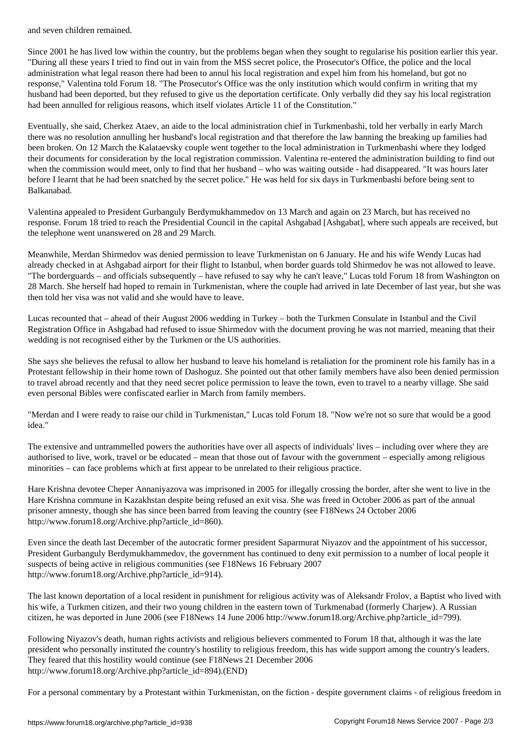and seven children remained.

Since 2001 he has lived low within the country, but the problems began when they sought to regularise his position earlier this year. "During all these years I tried to find out in vain from the MSS secret police, the Prosecutor's Office, the police and the local administration what legal reason there had been to annul his local registration and expel him from his homeland, but got no response," Valentina told Forum 18. "The Prosecutor's Office was the only institution which would confirm in writing that my husband had been deported, but they refused to give us the deportation certificate. Only verbally did they say his local registration had been annulled for religious reasons, which itself violates Article 11 of the Constitution."

Eventually, she said, Cherkez Ataev, an aide to the local administration chief in Turkmenbashi, told her verbally in early March there was no resolution annulling her husband's local registration and that therefore the law banning the breaking up families had been broken. On 12 March the Kalataevsky couple went together to the local administration in Turkmenbashi where they lodged their documents for consideration by the local registration commission. Valentina re-entered the administration building to find out when the commission would meet, only to find that her husband – who was waiting outside - had disappeared. "It was hours later before I learnt that he had been snatched by the secret police." He was held for six days in Turkmenbashi before being sent to Balkanabad.

Valentina appealed to President Gurbanguly Berdymukhammedov on 13 March and again on 23 March, but has received no response. Forum 18 tried to reach the Presidential Council in the capital Ashgabad [Ashgabat], where such appeals are received, but the telephone went unanswered on 28 and 29 March.

Meanwhile, Merdan Shirmedov was denied permission to leave Turkmenistan on 6 January. He and his wife Wendy Lucas had already checked in at Ashgabad airport for their flight to Istanbul, when border guards told Shirmedov he was not allowed to leave. "The borderguards – and officials subsequently – have refused to say why he can't leave," Lucas told Forum 18 from Washington on 28 March. She herself had hoped to remain in Turkmenistan, where the couple had arrived in late December of last year, but she was then told her visa was not valid and she would have to leave.

Lucas recounted that – ahead of their August 2006 wedding in Turkey – both the Turkmen Consulate in Istanbul and the Civil Registration Office in Ashgabad had refused to issue Shirmedov with the document proving he was not married, meaning that their wedding is not recognised either by the Turkmen or the US authorities.

She says she believes the refusal to allow her husband to leave his homeland is retaliation for the prominent role his family has in a Protestant fellowship in their home town of Dashoguz. She pointed out that other family members have also been denied permission to travel abroad recently and that they need secret police permission to leave the town, even to travel to a nearby village. She said even personal Bibles were confiscated earlier in March from family members.

"Merdan and I were ready to raise our child in Turkmenistan," Lucas told Forum 18. "Now we're not so sure that would be a good idea."

The extensive and untrammelled powers the authorities have over all aspects of individuals' lives – including over where they are authorised to live, work, travel or be educated – mean that those out of favour with the government – especially among religious minorities – can face problems which at first appear to be unrelated to their religious practice.

Hare Krishna devotee Cheper Annaniyazova was imprisoned in 2005 for illegally crossing the border, after she went to live in the Hare Krishna commune in Kazakhstan despite being refused an exit visa. She was freed in October 2006 as part of the annual prisoner amnesty, though she has since been barred from leaving the country (see F18News 24 October 2006 http://www.forum18.org/Archive.php?article_id=860).

Even since the death last December of the autocratic former president Saparmurat Niyazov and the appointment of his successor, President Gurbanguly Berdymukhammedov, the government has continued to deny exit permission to a number of local people it suspects of being active in religious communities (see F18News 16 February 2007 http://www.forum18.org/Archive.php?article_id=914).

The last known deportation of a local resident in punishment for religious activity was of Aleksandr Frolov, a Baptist who lived with his wife, a Turkmen citizen, and their two young children in the eastern town of Turkmenabad (formerly Charjew). A Russian citizen, he was deported in June 2006 (see F18News 14 June 2006 http://www.forum18.org/Archive.php?article_id=799).

Following Niyazov's death, human rights activists and religious believers commented to Forum 18 that, although it was the late president who personally instituted the country's hostility to religious freedom, this has wide support among the country's leaders. They feared that this hostility would continue (see F18News 21 December 2006 http://www.forum18.org/Archive.php?article_id=894).(END)

For a personal commentary by a Protestant within Turkmenistan, on the fiction - despite government claims - of religious freedom in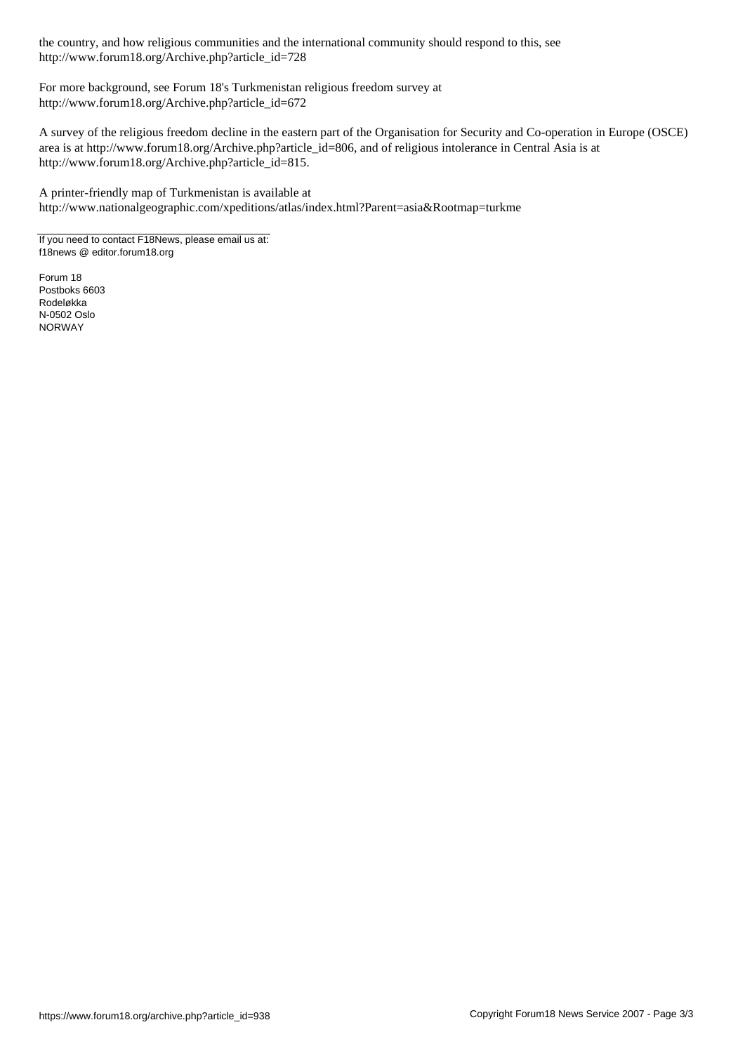the country, and how religious communities and the international community should respond to this, see http://www.forum18.org/Archive.php?article_id=728

For more background, see Forum 18's Turkmenistan religious freedom survey at http://www.forum18.org/Archive.php?article_id=672

A survey of the religious freedom decline in the eastern part of the Organisation for Security and Co-operation in Europe (OSCE) area is at http://www.forum18.org/Archive.php?article_id=806, and of religious intolerance in Central Asia is at http://www.forum18.org/Archive.php?article_id=815.

A printer-friendly map of Turkmenistan is available at http://www.nationalgeographic.com/xpeditions/atlas/index.html?Parent=asia&Rootmap=turkme

---

If you need to contact F18News, please email us at:
f18news @ editor.forum18.org

Forum 18
Postboks 6603
Rodeløkka
N-0502 Oslo
NORWAY